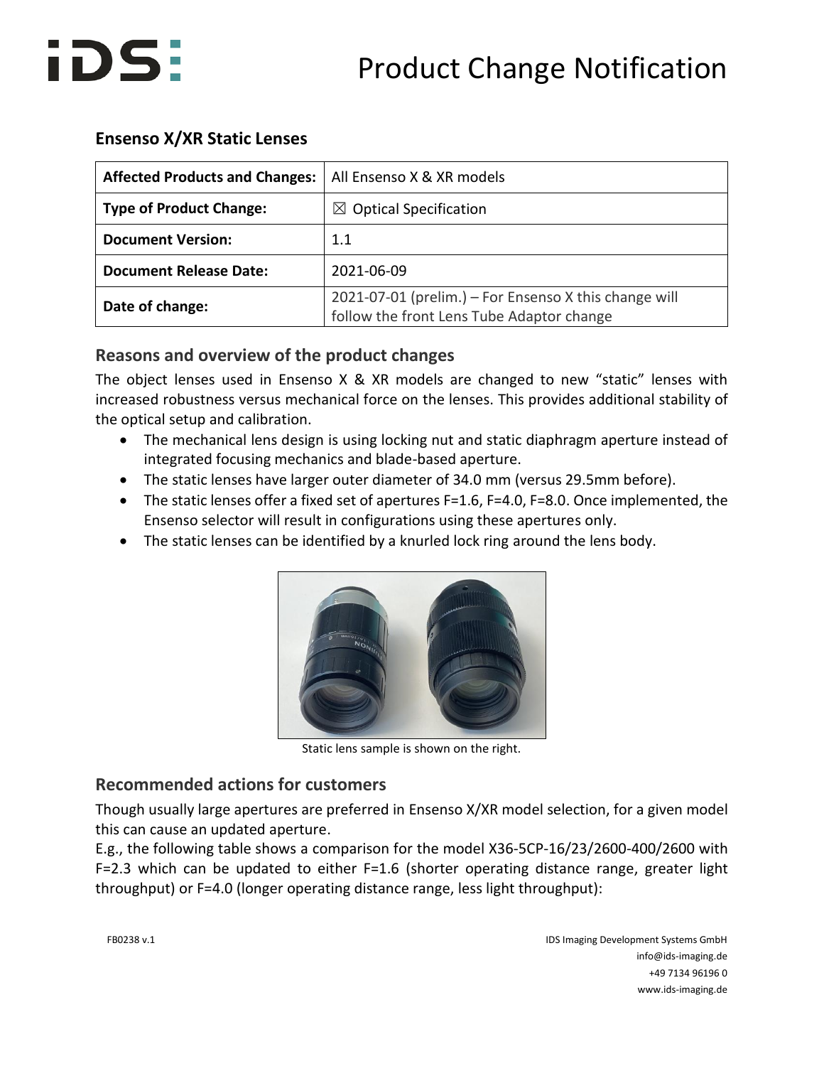# Product Change Notification

## Ensenso X/XR Static Lenses

| Affected Products and Changes: | All Ensenso X & XR models |
|---|---|
| Type of Product Change: | ☒ Optical Specification |
| Document Version: | 1.1 |
| Document Release Date: | 2021-06-09 |
| Date of change: | 2021-07-01 (prelim.) – For Ensenso X this change will follow the front Lens Tube Adaptor change |

### Reasons and overview of the product changes

The object lenses used in Ensenso X & XR models are changed to new "static" lenses with increased robustness versus mechanical force on the lenses. This provides additional stability of the optical setup and calibration.

- The mechanical lens design is using locking nut and static diaphragm aperture instead of integrated focusing mechanics and blade-based aperture.
- The static lenses have larger outer diameter of 34.0 mm (versus 29.5mm before).
- The static lenses offer a fixed set of apertures F=1.6, F=4.0, F=8.0. Once implemented, the Ensenso selector will result in configurations using these apertures only.
- The static lenses can be identified by a knurled lock ring around the lens body.

Static lens sample is shown on the right.

### Recommended actions for customers

Though usually large apertures are preferred in Ensenso X/XR model selection, for a given model this can cause an updated aperture.

E.g., the following table shows a comparison for the model X36-5CP-16/23/2600-400/2600 with F=2.3 which can be updated to either F=1.6 (shorter operating distance range, greater light throughput) or F=4.0 (longer operating distance range, less light throughput):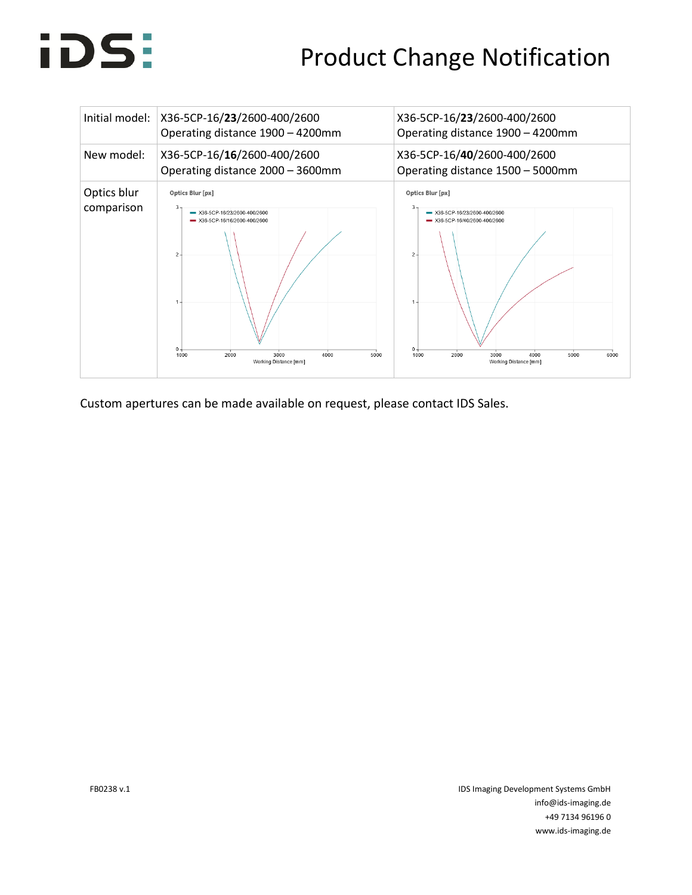# Product Change Notification

| | | |
|---|---|---|
| Initial model: | X36-5CP-16/**23**/2600-400/2600<br>Operating distance 1900 – 4200mm | X36-5CP-16/**23**/2600-400/2600<br>Operating distance 1900 – 4200mm |
| New model: | X36-5CP-16/**16**/2600-400/2600<br>Operating distance 2000 – 3600mm | X36-5CP-16/**40**/2600-400/2600<br>Operating distance 1500 – 5000mm |
| Optics blur comparison | Optics Blur [px]<br>X36-5CP-16/23/2600-400/2600<br>X36-5CP-16/16/2600-400/2600<br>0 1 2 3<br>1000 2000 3000 4000 5000<br>Working Distance [mm] | Optics Blur [px]<br>X36-5CP-16/23/2600-400/2600<br>X36-5CP-16/40/2600-400/2600<br>0 1 2 3<br>1000 2000 3000 4000 5000 6000<br>Working Distance [mm] |

Custom apertures can be made available on request, please contact IDS Sales.

FB0238 v.1

IDS Imaging Development Systems GmbH
info@ids-imaging.de
+49 7134 96196 0
www.ids-imaging.de